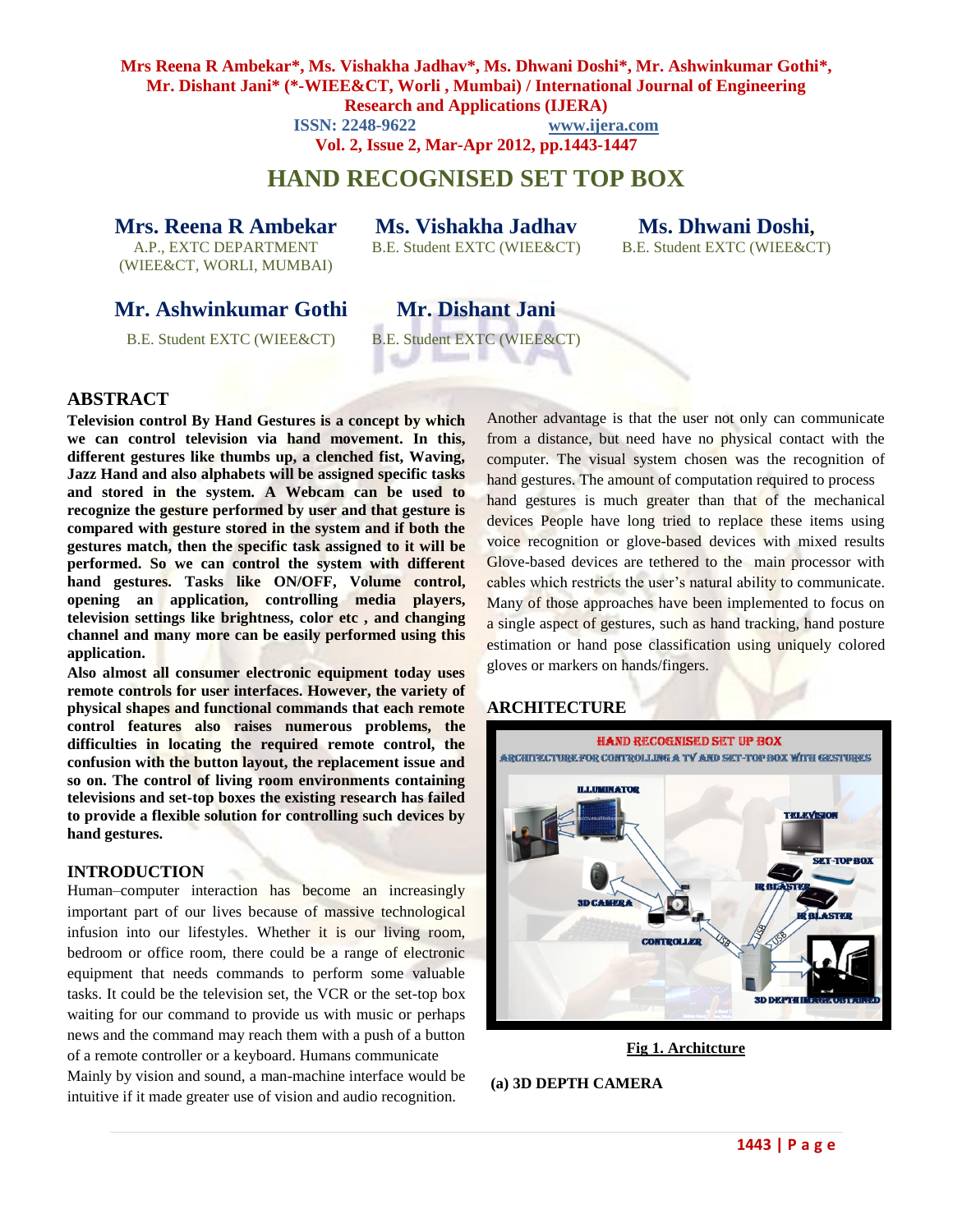# HAND RECOGNISED SET TOP BOX

**Mrs. Reena R Ambekar**
A.P., EXTC DEPARTMENT
(WIEE&CT, WORLI, MUMBAI)

**Ms. Vishakha Jadhav**
B.E. Student EXTC (WIEE&CT)

**Ms. Dhwani Doshi**,
B.E. Student EXTC (WIEE&CT)

**Mr. Ashwinkumar Gothi**
B.E. Student EXTC (WIEE&CT)

**Mr. Dishant Jani**
B.E. Student EXTC (WIEE&CT)

## ABSTRACT

**Television control By Hand Gestures is a concept by which we can control television via hand movement. In this, different gestures like thumbs up, a clenched fist, Waving, Jazz Hand and also alphabets will be assigned specific tasks and stored in the system. A Webcam can be used to recognize the gesture performed by user and that gesture is compared with gesture stored in the system and if both the gestures match, then the specific task assigned to it will be performed. So we can control the system with different hand gestures. Tasks like ON/OFF, Volume control, opening an application, controlling media players, television settings like brightness, color etc , and changing channel and many more can be easily performed using this application.**

**Also almost all consumer electronic equipment today uses remote controls for user interfaces. However, the variety of physical shapes and functional commands that each remote control features also raises numerous problems, the difficulties in locating the required remote control, the confusion with the button layout, the replacement issue and so on. The control of living room environments containing televisions and set-top boxes the existing research has failed to provide a flexible solution for controlling such devices by hand gestures.**

## INTRODUCTION

Human–computer interaction has become an increasingly important part of our lives because of massive technological infusion into our lifestyles. Whether it is our living room, bedroom or office room, there could be a range of electronic equipment that needs commands to perform some valuable tasks. It could be the television set, the VCR or the set-top box waiting for our command to provide us with music or perhaps news and the command may reach them with a push of a button of a remote controller or a keyboard. Humans communicate Mainly by vision and sound, a man-machine interface would be intuitive if it made greater use of vision and audio recognition. Another advantage is that the user not only can communicate from a distance, but need have no physical contact with the computer. The visual system chosen was the recognition of hand gestures. The amount of computation required to process hand gestures is much greater than that of the mechanical devices People have long tried to replace these items using voice recognition or glove-based devices with mixed results Glove-based devices are tethered to the main processor with cables which restricts the user's natural ability to communicate. Many of those approaches have been implemented to focus on a single aspect of gestures, such as hand tracking, hand posture estimation or hand pose classification using uniquely colored gloves or markers on hands/fingers.

## ARCHITECTURE

Fig 1. Architcture

**(a) 3D DEPTH CAMERA**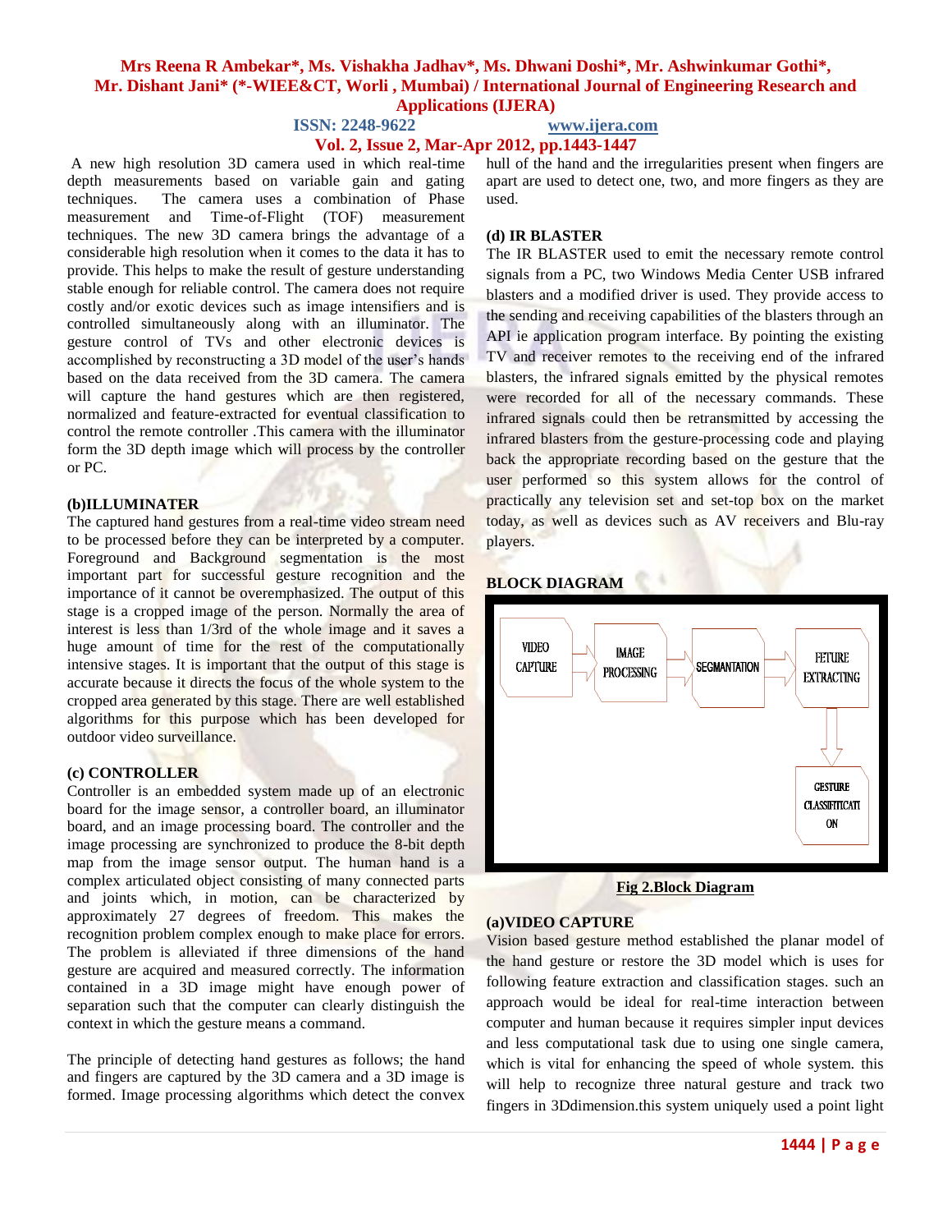A new high resolution 3D camera used in which real-time depth measurements based on variable gain and gating techniques. The camera uses a combination of Phase measurement and Time-of-Flight (TOF) measurement techniques. The new 3D camera brings the advantage of a considerable high resolution when it comes to the data it has to provide. This helps to make the result of gesture understanding stable enough for reliable control. The camera does not require costly and/or exotic devices such as image intensifiers and is controlled simultaneously along with an illuminator. The gesture control of TVs and other electronic devices is accomplished by reconstructing a 3D model of the user's hands based on the data received from the 3D camera. The camera will capture the hand gestures which are then registered, normalized and feature-extracted for eventual classification to control the remote controller .This camera with the illuminator form the 3D depth image which will process by the controller or PC.

**(b)ILLUMINATER**

The captured hand gestures from a real-time video stream need to be processed before they can be interpreted by a computer. Foreground and Background segmentation is the most important part for successful gesture recognition and the importance of it cannot be overemphasized. The output of this stage is a cropped image of the person. Normally the area of interest is less than 1/3rd of the whole image and it saves a huge amount of time for the rest of the computationally intensive stages. It is important that the output of this stage is accurate because it directs the focus of the whole system to the cropped area generated by this stage. There are well established algorithms for this purpose which has been developed for outdoor video surveillance.

**(c) CONTROLLER**

Controller is an embedded system made up of an electronic board for the image sensor, a controller board, an illuminator board, and an image processing board. The controller and the image processing are synchronized to produce the 8-bit depth map from the image sensor output. The human hand is a complex articulated object consisting of many connected parts and joints which, in motion, can be characterized by approximately 27 degrees of freedom. This makes the recognition problem complex enough to make place for errors. The problem is alleviated if three dimensions of the hand gesture are acquired and measured correctly. The information contained in a 3D image might have enough power of separation such that the computer can clearly distinguish the context in which the gesture means a command.

The principle of detecting hand gestures as follows; the hand and fingers are captured by the 3D camera and a 3D image is formed. Image processing algorithms which detect the convex hull of the hand and the irregularities present when fingers are apart are used to detect one, two, and more fingers as they are used.

**(d) IR BLASTER**

The IR BLASTER used to emit the necessary remote control signals from a PC, two Windows Media Center USB infrared blasters and a modified driver is used. They provide access to the sending and receiving capabilities of the blasters through an API ie application program interface. By pointing the existing TV and receiver remotes to the receiving end of the infrared blasters, the infrared signals emitted by the physical remotes were recorded for all of the necessary commands. These infrared signals could then be retransmitted by accessing the infrared blasters from the gesture-processing code and playing back the appropriate recording based on the gesture that the user performed so this system allows for the control of practically any television set and set-top box on the market today, as well as devices such as AV receivers and Blu-ray players.

**BLOCK DIAGRAM**

VIDEO CAPTURE → IMAGE PROCESSING → SEGMANTATION → FETURE EXTRACTING → GESTURE CLASSIFITICATION

**Fig 2.Block Diagram**

**(a)VIDEO CAPTURE**

Vision based gesture method established the planar model of the hand gesture or restore the 3D model which is uses for following feature extraction and classification stages. such an approach would be ideal for real-time interaction between computer and human because it requires simpler input devices and less computational task due to using one single camera, which is vital for enhancing the speed of whole system. this will help to recognize three natural gesture and track two fingers in 3Ddimension.this system uniquely used a point light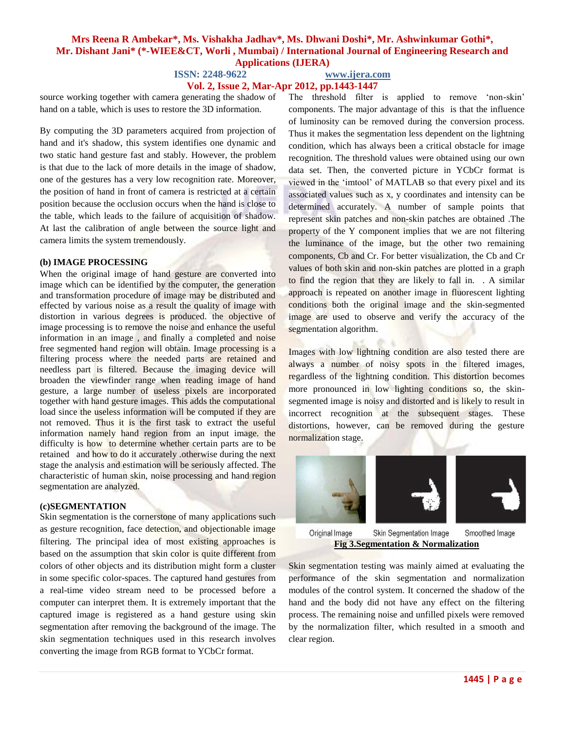source working together with camera generating the shadow of hand on a table, which is uses to restore the 3D information.

By computing the 3D parameters acquired from projection of hand and it's shadow, this system identifies one dynamic and two static hand gesture fast and stably. However, the problem is that due to the lack of more details in the image of shadow, one of the gestures has a very low recognition rate. Moreover, the position of hand in front of camera is restricted at a certain position because the occlusion occurs when the hand is close to the table, which leads to the failure of acquisition of shadow. At last the calibration of angle between the source light and camera limits the system tremendously.

### (b) IMAGE PROCESSING

When the original image of hand gesture are converted into image which can be identified by the computer, the generation and transformation procedure of image may be distributed and effected by various noise as a result the quality of image with distortion in various degrees is produced. the objective of image processing is to remove the noise and enhance the useful information in an image , and finally a completed and noise free segmented hand region will obtain. Image processing is a filtering process where the needed parts are retained and needless part is filtered. Because the imaging device will broaden the viewfinder range when reading image of hand gesture, a large number of useless pixels are incorporated together with hand gesture images. This adds the computational load since the useless information will be computed if they are not removed. Thus it is the first task to extract the useful information namely hand region from an input image. the difficulty is how to determine whether certain parts are to be retained and how to do it accurately .otherwise during the next stage the analysis and estimation will be seriously affected. The characteristic of human skin, noise processing and hand region segmentation are analyzed.

### (c)SEGMENTATION

Skin segmentation is the cornerstone of many applications such as gesture recognition, face detection, and objectionable image filtering. The principal idea of most existing approaches is based on the assumption that skin color is quite different from colors of other objects and its distribution might form a cluster in some specific color-spaces. The captured hand gestures from a real-time video stream need to be processed before a computer can interpret them. It is extremely important that the captured image is registered as a hand gesture using skin segmentation after removing the background of the image. The skin segmentation techniques used in this research involves converting the image from RGB format to YCbCr format.

The threshold filter is applied to remove 'non-skin' components. The major advantage of this is that the influence of luminosity can be removed during the conversion process. Thus it makes the segmentation less dependent on the lightning condition, which has always been a critical obstacle for image recognition. The threshold values were obtained using our own data set. Then, the converted picture in YCbCr format is viewed in the 'imtool' of MATLAB so that every pixel and its associated values such as x, y coordinates and intensity can be determined accurately. A number of sample points that represent skin patches and non-skin patches are obtained .The property of the Y component implies that we are not filtering the luminance of the image, but the other two remaining components, Cb and Cr. For better visualization, the Cb and Cr values of both skin and non-skin patches are plotted in a graph to find the region that they are likely to fall in. . A similar approach is repeated on another image in fluorescent lighting conditions both the original image and the skin-segmented image are used to observe and verify the accuracy of the segmentation algorithm.

Images with low lightning condition are also tested there are always a number of noisy spots in the filtered images, regardless of the lightning condition. This distortion becomes more pronounced in low lighting conditions so, the skin-segmented image is noisy and distorted and is likely to result in incorrect recognition at the subsequent stages. These distortions, however, can be removed during the gesture normalization stage.

Original Image    Skin Segmentation Image    Smoothed Image

**Fig 3.Segmentation & Normalization**

Skin segmentation testing was mainly aimed at evaluating the performance of the skin segmentation and normalization modules of the control system. It concerned the shadow of the hand and the body did not have any effect on the filtering process. The remaining noise and unfilled pixels were removed by the normalization filter, which resulted in a smooth and clear region.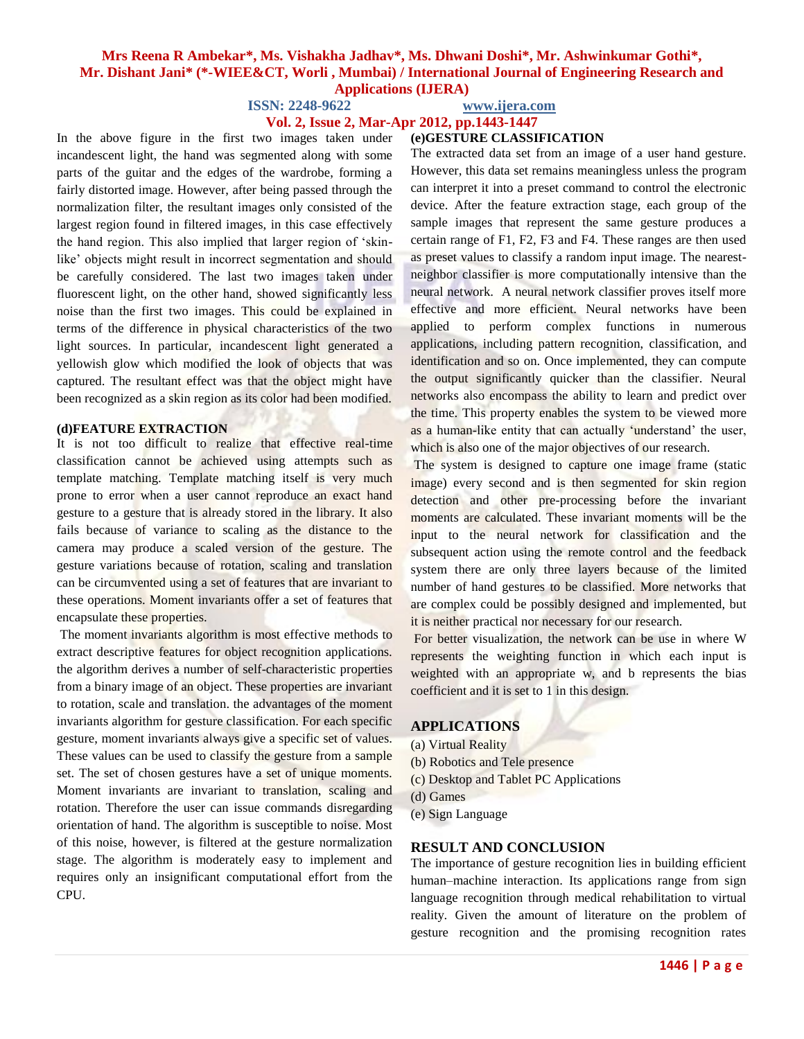In the above figure in the first two images taken under incandescent light, the hand was segmented along with some parts of the guitar and the edges of the wardrobe, forming a fairly distorted image. However, after being passed through the normalization filter, the resultant images only consisted of the largest region found in filtered images, in this case effectively the hand region. This also implied that larger region of 'skin-like' objects might result in incorrect segmentation and should be carefully considered. The last two images taken under fluorescent light, on the other hand, showed significantly less noise than the first two images. This could be explained in terms of the difference in physical characteristics of the two light sources. In particular, incandescent light generated a yellowish glow which modified the look of objects that was captured. The resultant effect was that the object might have been recognized as a skin region as its color had been modified.

### (d)FEATURE EXTRACTION

It is not too difficult to realize that effective real-time classification cannot be achieved using attempts such as template matching. Template matching itself is very much prone to error when a user cannot reproduce an exact hand gesture to a gesture that is already stored in the library. It also fails because of variance to scaling as the distance to the camera may produce a scaled version of the gesture. The gesture variations because of rotation, scaling and translation can be circumvented using a set of features that are invariant to these operations. Moment invariants offer a set of features that encapsulate these properties.

The moment invariants algorithm is most effective methods to extract descriptive features for object recognition applications. the algorithm derives a number of self-characteristic properties from a binary image of an object. These properties are invariant to rotation, scale and translation. the advantages of the moment invariants algorithm for gesture classification. For each specific gesture, moment invariants always give a specific set of values. These values can be used to classify the gesture from a sample set. The set of chosen gestures have a set of unique moments. Moment invariants are invariant to translation, scaling and rotation. Therefore the user can issue commands disregarding orientation of hand. The algorithm is susceptible to noise. Most of this noise, however, is filtered at the gesture normalization stage. The algorithm is moderately easy to implement and requires only an insignificant computational effort from the CPU.

### (e)GESTURE CLASSIFICATION

The extracted data set from an image of a user hand gesture. However, this data set remains meaningless unless the program can interpret it into a preset command to control the electronic device. After the feature extraction stage, each group of the sample images that represent the same gesture produces a certain range of F1, F2, F3 and F4. These ranges are then used as preset values to classify a random input image. The nearest-neighbor classifier is more computationally intensive than the neural network. A neural network classifier proves itself more effective and more efficient. Neural networks have been applied to perform complex functions in numerous applications, including pattern recognition, classification, and identification and so on. Once implemented, they can compute the output significantly quicker than the classifier. Neural networks also encompass the ability to learn and predict over the time. This property enables the system to be viewed more as a human-like entity that can actually 'understand' the user, which is also one of the major objectives of our research.

The system is designed to capture one image frame (static image) every second and is then segmented for skin region detection and other pre-processing before the invariant moments are calculated. These invariant moments will be the input to the neural network for classification and the subsequent action using the remote control and the feedback system there are only three layers because of the limited number of hand gestures to be classified. More networks that are complex could be possibly designed and implemented, but it is neither practical nor necessary for our research.

For better visualization, the network can be use in where W represents the weighting function in which each input is weighted with an appropriate w, and b represents the bias coefficient and it is set to 1 in this design.

## APPLICATIONS

(a) Virtual Reality
(b) Robotics and Tele presence
(c) Desktop and Tablet PC Applications
(d) Games
(e) Sign Language

## RESULT AND CONCLUSION

The importance of gesture recognition lies in building efficient human–machine interaction. Its applications range from sign language recognition through medical rehabilitation to virtual reality. Given the amount of literature on the problem of gesture recognition and the promising recognition rates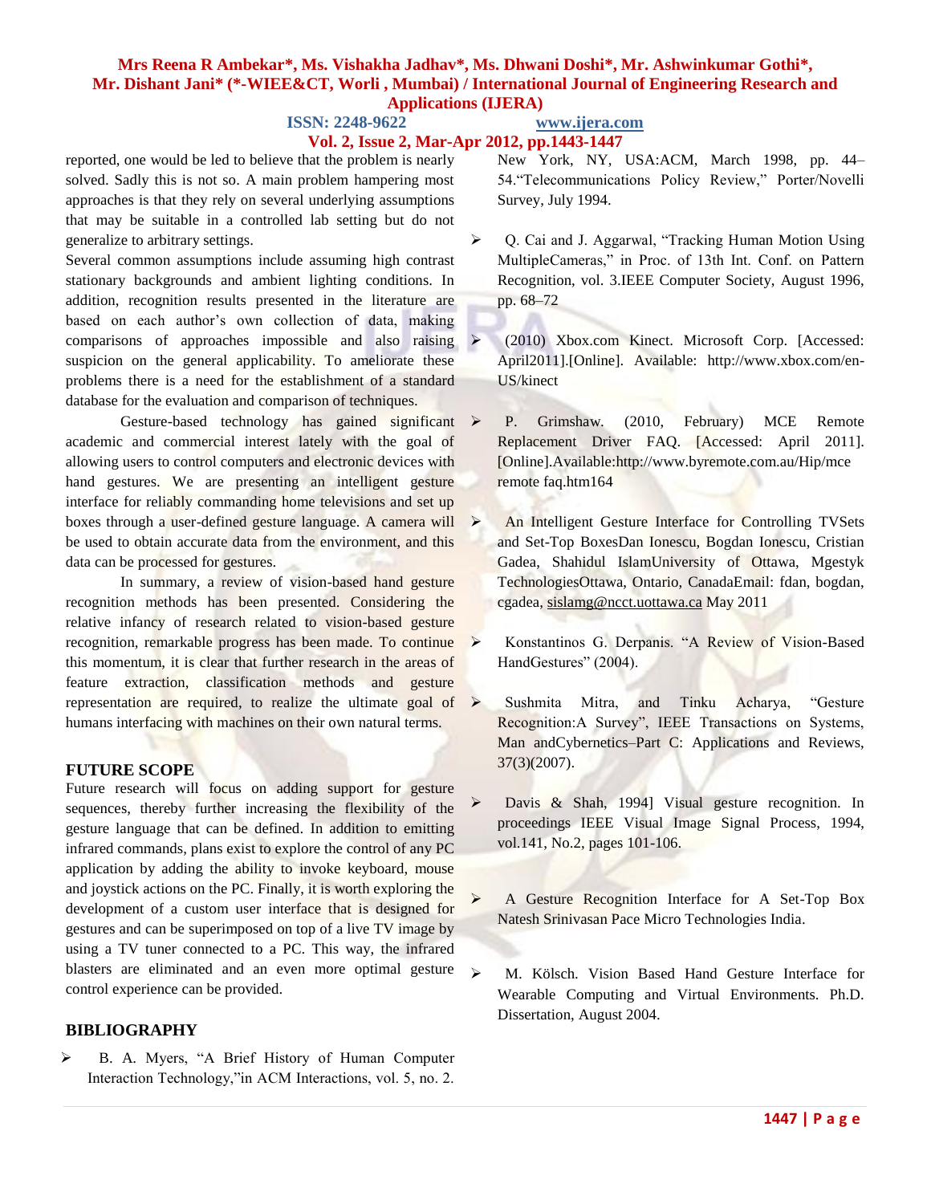reported, one would be led to believe that the problem is nearly solved. Sadly this is not so. A main problem hampering most approaches is that they rely on several underlying assumptions that may be suitable in a controlled lab setting but do not generalize to arbitrary settings.

Several common assumptions include assuming high contrast stationary backgrounds and ambient lighting conditions. In addition, recognition results presented in the literature are based on each author's own collection of data, making comparisons of approaches impossible and also raising suspicion on the general applicability. To ameliorate these problems there is a need for the establishment of a standard database for the evaluation and comparison of techniques.

Gesture-based technology has gained significant academic and commercial interest lately with the goal of allowing users to control computers and electronic devices with hand gestures. We are presenting an intelligent gesture interface for reliably commanding home televisions and set up boxes through a user-defined gesture language. A camera will be used to obtain accurate data from the environment, and this data can be processed for gestures.

In summary, a review of vision-based hand gesture recognition methods has been presented. Considering the relative infancy of research related to vision-based gesture recognition, remarkable progress has been made. To continue this momentum, it is clear that further research in the areas of feature extraction, classification methods and gesture representation are required, to realize the ultimate goal of humans interfacing with machines on their own natural terms.

## FUTURE SCOPE

Future research will focus on adding support for gesture sequences, thereby further increasing the flexibility of the gesture language that can be defined. In addition to emitting infrared commands, plans exist to explore the control of any PC application by adding the ability to invoke keyboard, mouse and joystick actions on the PC. Finally, it is worth exploring the development of a custom user interface that is designed for gestures and can be superimposed on top of a live TV image by using a TV tuner connected to a PC. This way, the infrared blasters are eliminated and an even more optimal gesture control experience can be provided.

## BIBLIOGRAPHY

- B. A. Myers, "A Brief History of Human Computer Interaction Technology,"in ACM Interactions, vol. 5, no. 2. New York, NY, USA:ACM, March 1998, pp. 44–54."Telecommunications Policy Review," Porter/Novelli Survey, July 1994.
- Q. Cai and J. Aggarwal, "Tracking Human Motion Using MultipleCameras," in Proc. of 13th Int. Conf. on Pattern Recognition, vol. 3.IEEE Computer Society, August 1996, pp. 68–72
- (2010) Xbox.com Kinect. Microsoft Corp. [Accessed: April2011].[Online]. Available: http://www.xbox.com/en-US/kinect
- P. Grimshaw. (2010, February) MCE Remote Replacement Driver FAQ. [Accessed: April 2011]. [Online].Available:http://www.byremote.com.au/Hip/mce remote faq.htm164
- An Intelligent Gesture Interface for Controlling TVSets and Set-Top BoxesDan Ionescu, Bogdan Ionescu, Cristian Gadea, Shahidul IslamUniversity of Ottawa, Mgestyk TechnologiesOttawa, Ontario, CanadaEmail: fdan, bogdan, cgadea, sislamg@ncct.uottawa.ca May 2011
- Konstantinos G. Derpanis. "A Review of Vision-Based HandGestures" (2004).
- Sushmita Mitra, and Tinku Acharya, "Gesture Recognition:A Survey", IEEE Transactions on Systems, Man andCybernetics–Part C: Applications and Reviews, 37(3)(2007).
- Davis & Shah, 1994] Visual gesture recognition. In proceedings IEEE Visual Image Signal Process, 1994, vol.141, No.2, pages 101-106.
- A Gesture Recognition Interface for A Set-Top Box Natesh Srinivasan Pace Micro Technologies India.
- M. Kölsch. Vision Based Hand Gesture Interface for Wearable Computing and Virtual Environments. Ph.D. Dissertation, August 2004.